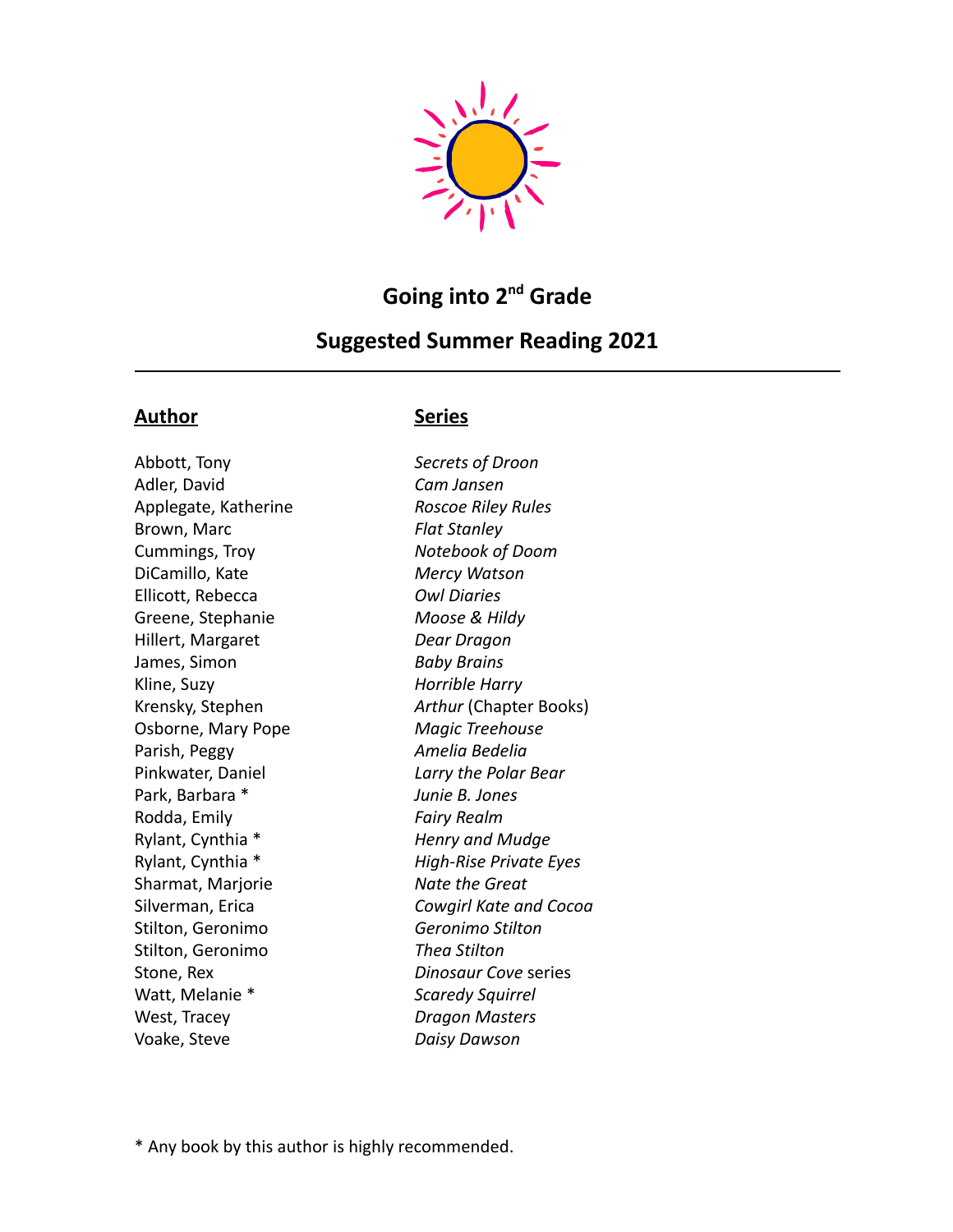# Going into 2nd Grade

## Suggested Summer Reading 2021

---

| **Author** | **Series** |
| --- | --- |
| Abbott, Tony | *Secrets of Droon* |
| Adler, David | *Cam Jansen* |
| Applegate, Katherine | *Roscoe Riley Rules* |
| Brown, Marc | *Flat Stanley* |
| Cummings, Troy | *Notebook of Doom* |
| DiCamillo, Kate | *Mercy Watson* |
| Ellicott, Rebecca | *Owl Diaries* |
| Greene, Stephanie | *Moose & Hildy* |
| Hillert, Margaret | *Dear Dragon* |
| James, Simon | *Baby Brains* |
| Kline, Suzy | *Horrible Harry* |
| Krensky, Stephen | *Arthur* (Chapter Books) |
| Osborne, Mary Pope | *Magic Treehouse* |
| Parish, Peggy | *Amelia Bedelia* |
| Pinkwater, Daniel | *Larry the Polar Bear* |
| Park, Barbara * | *Junie B. Jones* |
| Rodda, Emily | *Fairy Realm* |
| Rylant, Cynthia * | *Henry and Mudge* |
| Rylant, Cynthia * | *High-Rise Private Eyes* |
| Sharmat, Marjorie | *Nate the Great* |
| Silverman, Erica | *Cowgirl Kate and Cocoa* |
| Stilton, Geronimo | *Geronimo Stilton* |
| Stilton, Geronimo | *Thea Stilton* |
| Stone, Rex | *Dinosaur Cove* series |
| Watt, Melanie * | *Scaredy Squirrel* |
| West, Tracey | *Dragon Masters* |
| Voake, Steve | *Daisy Dawson* |

* Any book by this author is highly recommended.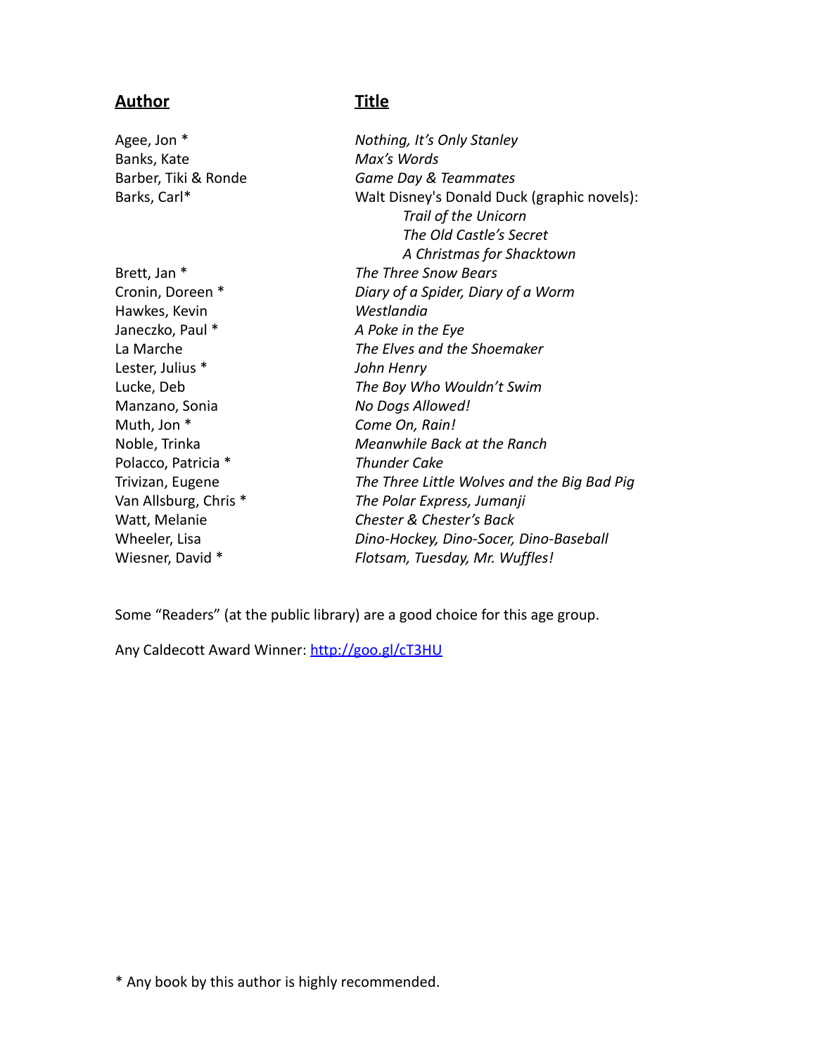| **Author** | **Title** |
| --- | --- |
| Agee, Jon * | *Nothing, It's Only Stanley* |
| Banks, Kate | *Max's Words* |
| Barber, Tiki & Ronde | *Game Day & Teammates* |
| Barks, Carl* | Walt Disney's Donald Duck (graphic novels): *Trail of the Unicorn*, *The Old Castle's Secret*, *A Christmas for Shacktown* |
| Brett, Jan * | *The Three Snow Bears* |
| Cronin, Doreen * | *Diary of a Spider, Diary of a Worm* |
| Hawkes, Kevin | *Westlandia* |
| Janeczko, Paul * | *A Poke in the Eye* |
| La Marche | *The Elves and the Shoemaker* |
| Lester, Julius * | *John Henry* |
| Lucke, Deb | *The Boy Who Wouldn't Swim* |
| Manzano, Sonia | *No Dogs Allowed!* |
| Muth, Jon * | *Come On, Rain!* |
| Noble, Trinka | *Meanwhile Back at the Ranch* |
| Polacco, Patricia * | *Thunder Cake* |
| Trivizan, Eugene | *The Three Little Wolves and the Big Bad Pig* |
| Van Allsburg, Chris * | *The Polar Express, Jumanji* |
| Watt, Melanie | *Chester & Chester's Back* |
| Wheeler, Lisa | *Dino-Hockey, Dino-Socer, Dino-Baseball* |
| Wiesner, David * | *Flotsam, Tuesday, Mr. Wuffles!* |

Some "Readers" (at the public library) are a good choice for this age group.

Any Caldecott Award Winner: [http://goo.gl/cT3HU](http://goo.gl/cT3HU)

* Any book by this author is highly recommended.